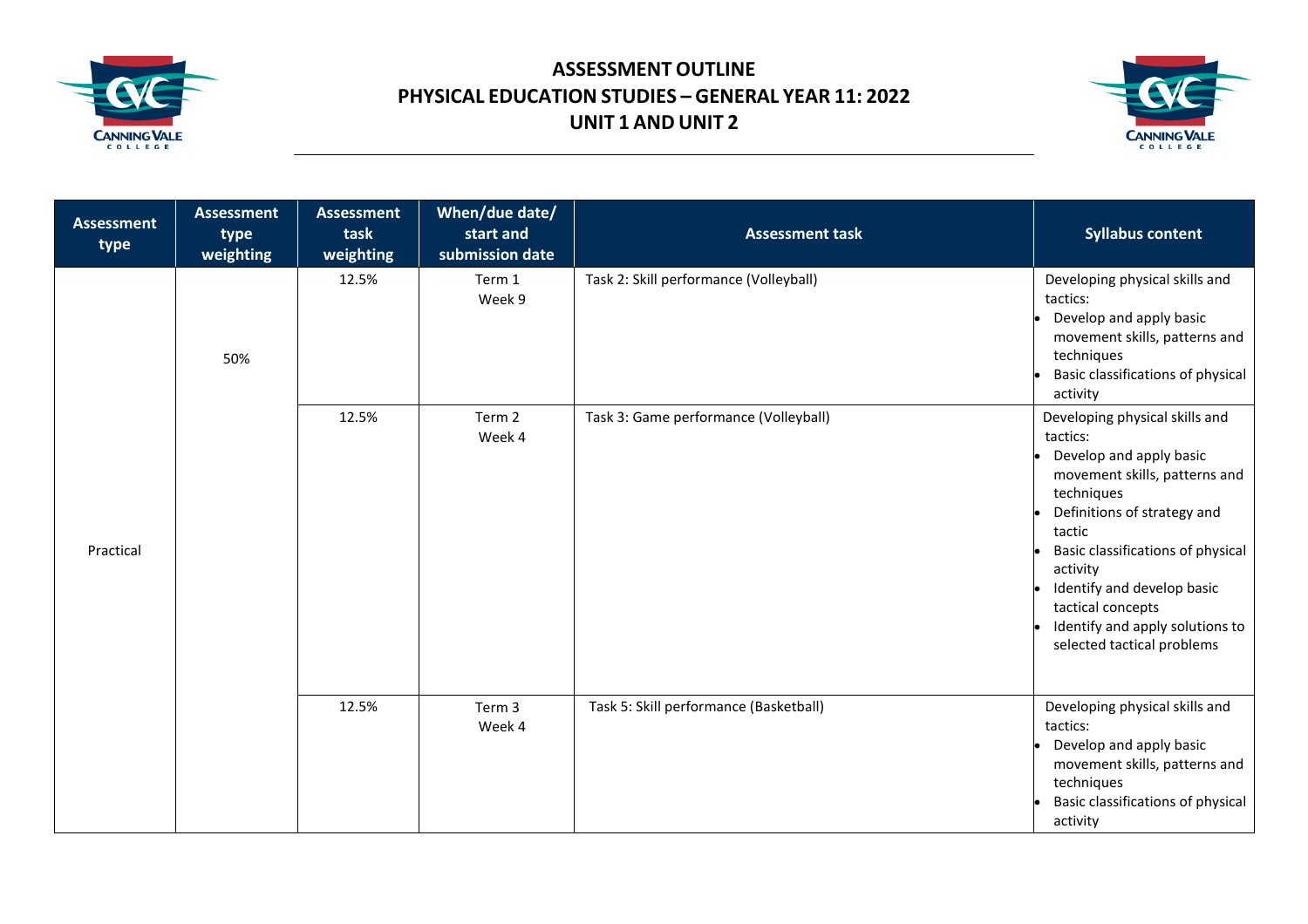# ASSESSMENT OUTLINE
## PHYSICAL EDUCATION STUDIES – GENERAL YEAR 11: 2022
## UNIT 1 AND UNIT 2

| Assessment type | Assessment type weighting | Assessment task weighting | When/due date/ start and submission date | Assessment task | Syllabus content |
|---|---|---|---|---|---|
| Practical | 50% | 12.5% | Term 1 Week 9 | Task 2: Skill performance (Volleyball) | Developing physical skills and tactics:<br>• Develop and apply basic movement skills, patterns and techniques<br>• Basic classifications of physical activity |
| | | 12.5% | Term 2 Week 4 | Task 3: Game performance (Volleyball) | Developing physical skills and tactics:<br>• Develop and apply basic movement skills, patterns and techniques<br>• Definitions of strategy and tactic<br>• Basic classifications of physical activity<br>• Identify and develop basic tactical concepts<br>• Identify and apply solutions to selected tactical problems |
| | | 12.5% | Term 3 Week 4 | Task 5: Skill performance (Basketball) | Developing physical skills and tactics:<br>• Develop and apply basic movement skills, patterns and techniques<br>• Basic classifications of physical activity |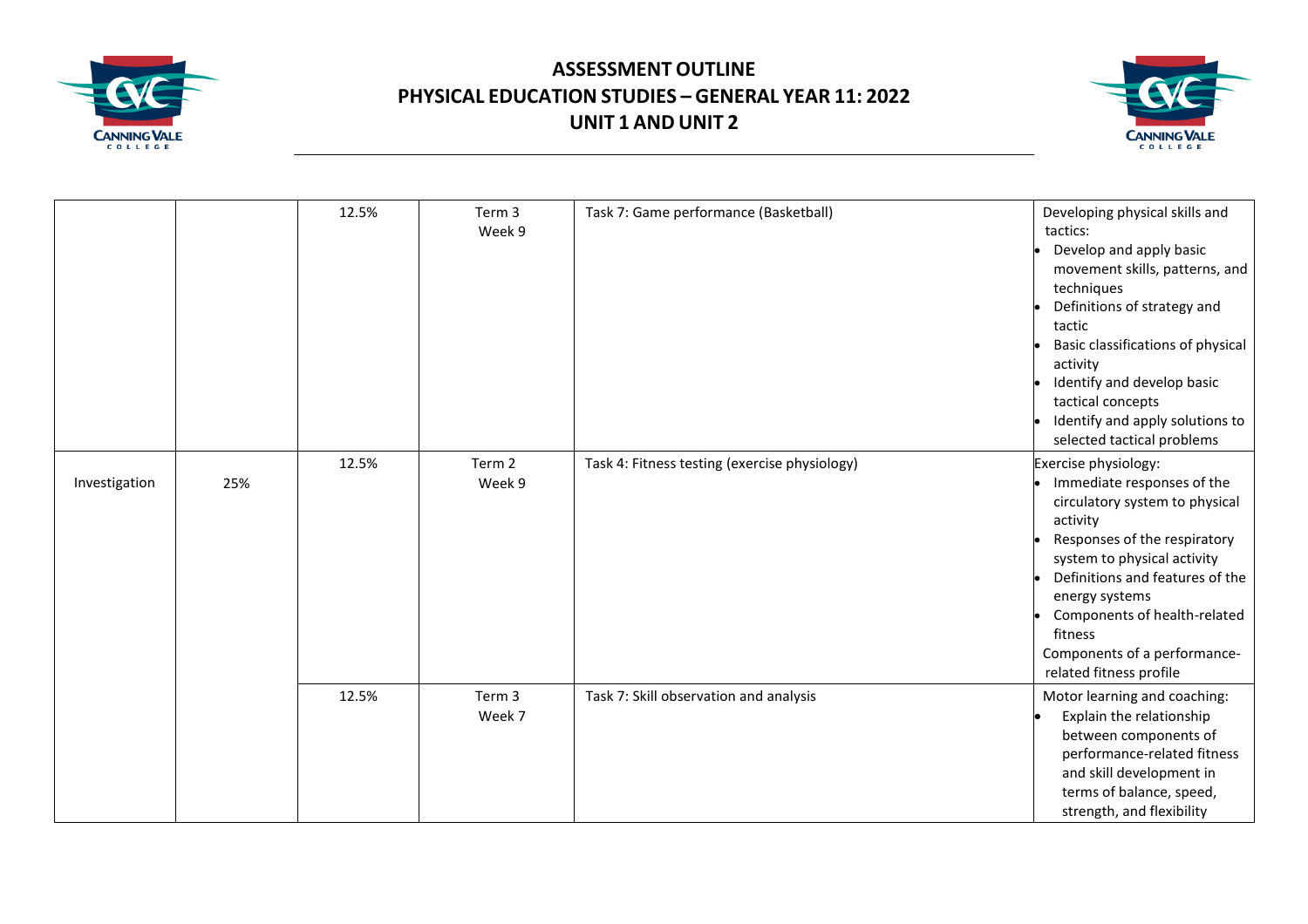# ASSESSMENT OUTLINE
## PHYSICAL EDUCATION STUDIES – GENERAL YEAR 11: 2022
## UNIT 1 AND UNIT 2

| | | | | | |
|---|---|---|---|---|---|
| | | 12.5% | Term 3<br>Week 9 | Task 7: Game performance (Basketball) | Developing physical skills and tactics:<br>• Develop and apply basic movement skills, patterns, and techniques<br>• Definitions of strategy and tactic<br>• Basic classifications of physical activity<br>• Identify and develop basic tactical concepts<br>• Identify and apply solutions to selected tactical problems |
| Investigation | 25% | 12.5% | Term 2<br>Week 9 | Task 4: Fitness testing (exercise physiology) | Exercise physiology:<br>• Immediate responses of the circulatory system to physical activity<br>• Responses of the respiratory system to physical activity<br>• Definitions and features of the energy systems<br>• Components of health-related fitness<br>Components of a performance-related fitness profile |
| | | 12.5% | Term 3<br>Week 7 | Task 7: Skill observation and analysis | Motor learning and coaching:<br>• Explain the relationship between components of performance-related fitness and skill development in terms of balance, speed, strength, and flexibility |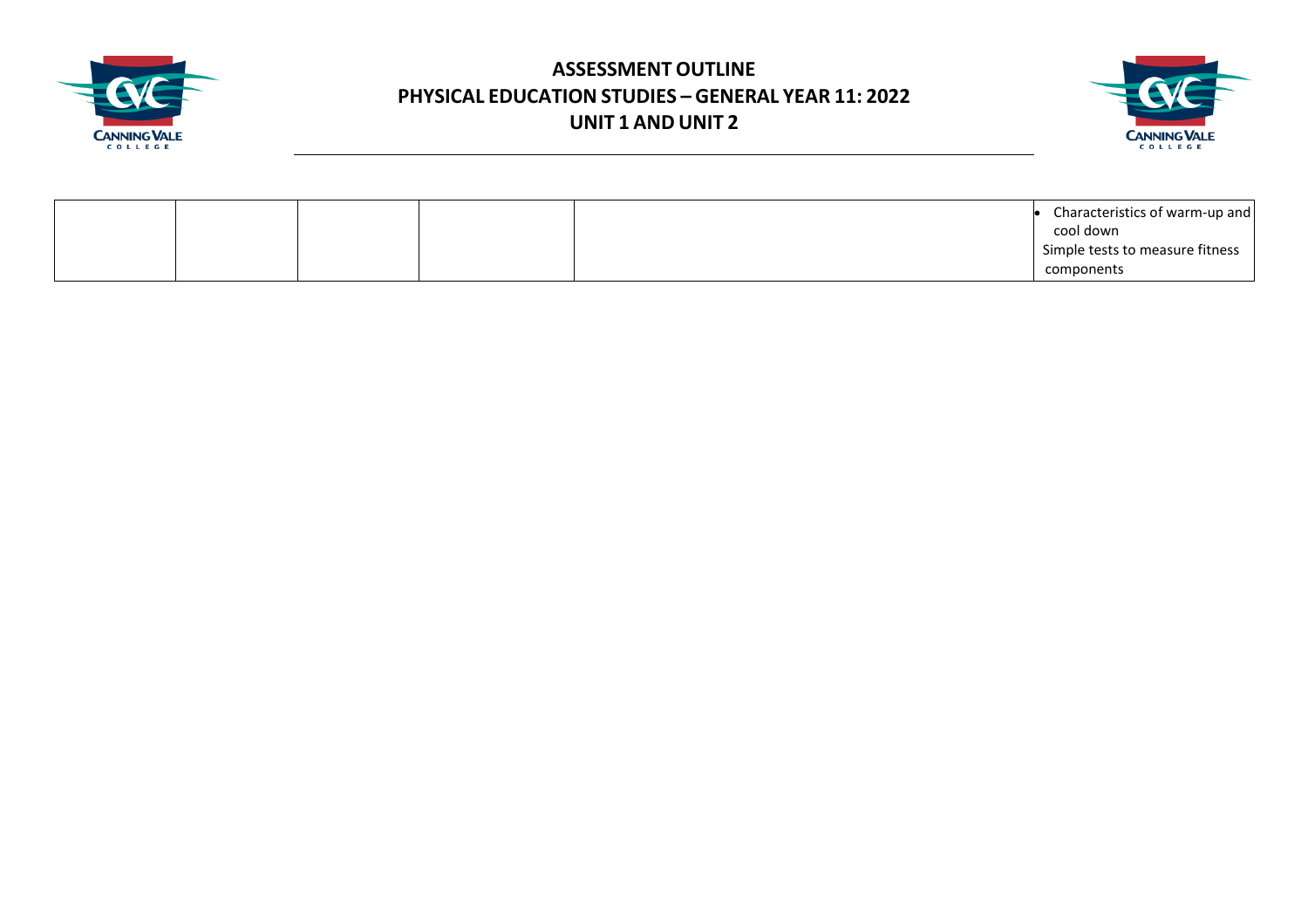# ASSESSMENT OUTLINE
## PHYSICAL EDUCATION STUDIES – GENERAL YEAR 11: 2022
## UNIT 1 AND UNIT 2

| | | | | | |
|---|---|---|---|---|---|
| | | | | | • Characteristics of warm-up and cool down<br>Simple tests to measure fitness components |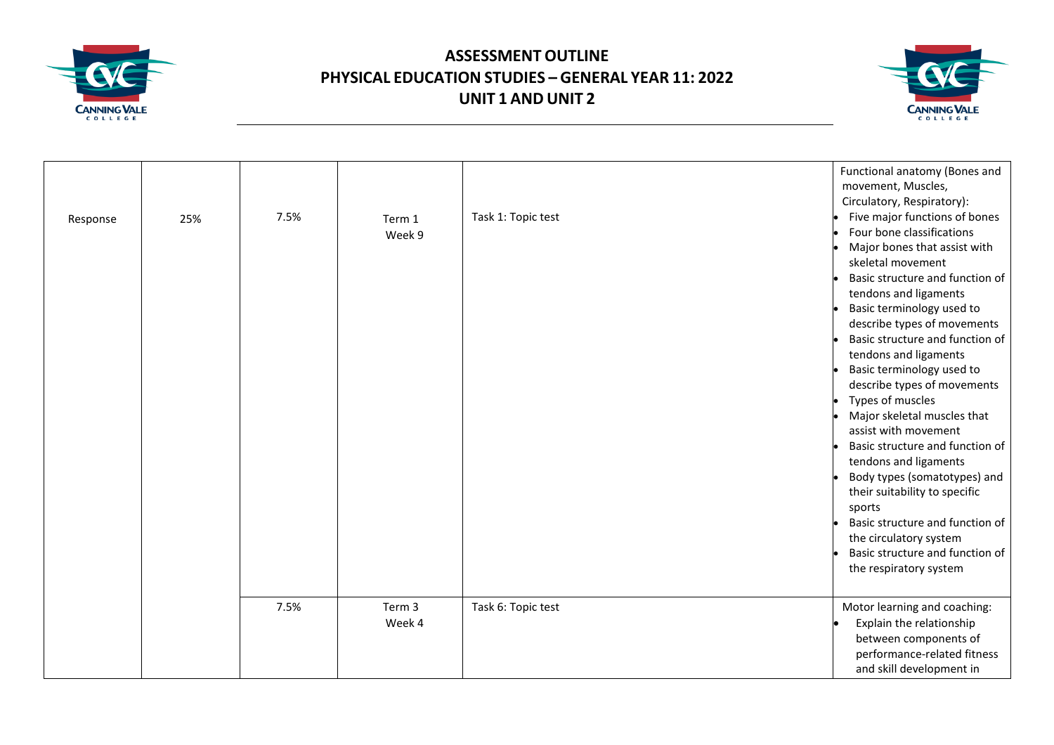# ASSESSMENT OUTLINE
## PHYSICAL EDUCATION STUDIES – GENERAL YEAR 11: 2022
## UNIT 1 AND UNIT 2

| | | | | | |
|---|---|---|---|---|---|
| Response | 25% | 7.5% | Term 1 Week 9 | Task 1: Topic test | Functional anatomy (Bones and movement, Muscles, Circulatory, Respiratory):<br>• Five major functions of bones<br>• Four bone classifications<br>• Major bones that assist with skeletal movement<br>• Basic structure and function of tendons and ligaments<br>• Basic terminology used to describe types of movements<br>• Basic structure and function of tendons and ligaments<br>• Basic terminology used to describe types of movements<br>• Types of muscles<br>• Major skeletal muscles that assist with movement<br>• Basic structure and function of tendons and ligaments<br>• Body types (somatotypes) and their suitability to specific sports<br>• Basic structure and function of the circulatory system<br>• Basic structure and function of the respiratory system |
| | | 7.5% | Term 3 Week 4 | Task 6: Topic test | Motor learning and coaching:<br>• Explain the relationship between components of performance-related fitness and skill development in |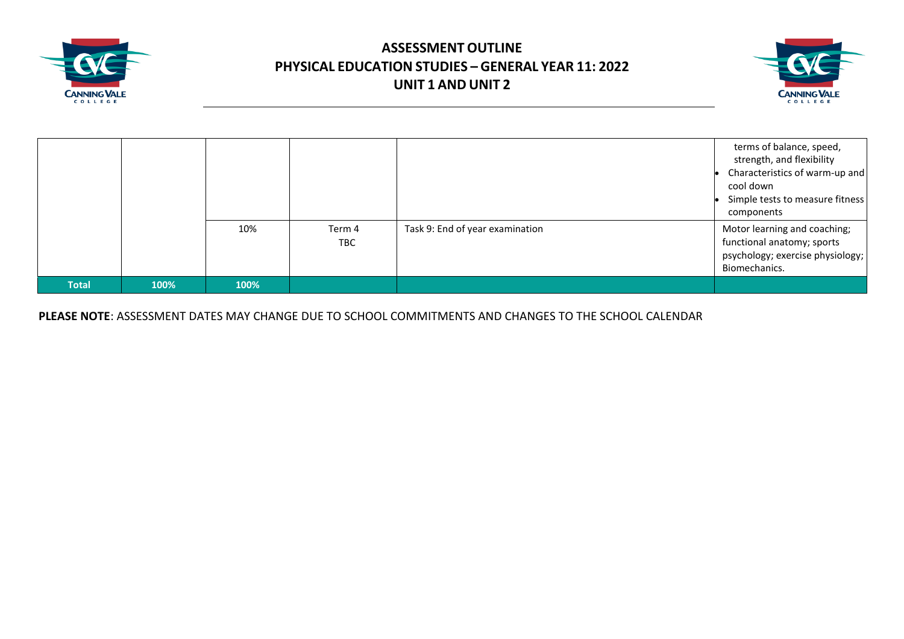# ASSESSMENT OUTLINE
# PHYSICAL EDUCATION STUDIES – GENERAL YEAR 11: 2022
# UNIT 1 AND UNIT 2

| | | | | | |
|---|---|---|---|---|---|
| | | | | | terms of balance, speed, strength, and flexibility<br>• Characteristics of warm-up and cool down<br>• Simple tests to measure fitness components |
| | | 10% | Term 4<br>TBC | Task 9: End of year examination | Motor learning and coaching; functional anatomy; sports psychology; exercise physiology; Biomechanics. |
| **Total** | **100%** | **100%** | | | |

**PLEASE NOTE**: ASSESSMENT DATES MAY CHANGE DUE TO SCHOOL COMMITMENTS AND CHANGES TO THE SCHOOL CALENDAR